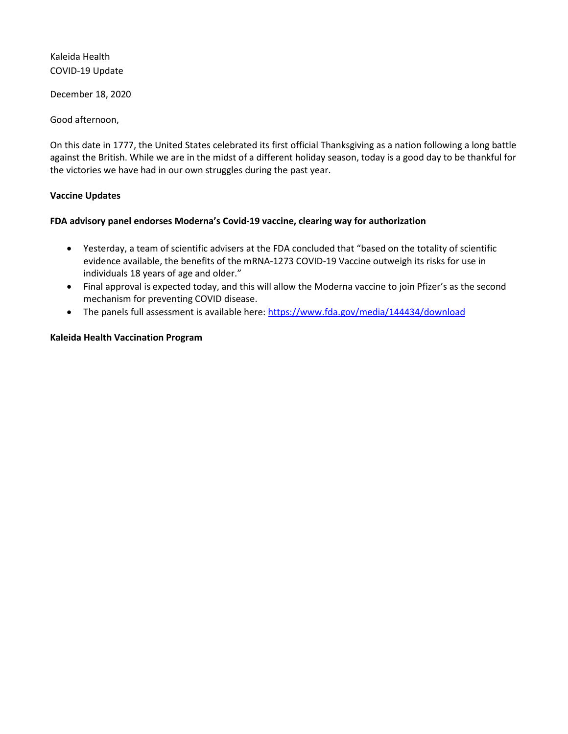Kaleida Health
COVID-19 Update

December 18, 2020

Good afternoon,

On this date in 1777, the United States celebrated its first official Thanksgiving as a nation following a long battle against the British. While we are in the midst of a different holiday season, today is a good day to be thankful for the victories we have had in our own struggles during the past year.

**Vaccine Updates**

**FDA advisory panel endorses Moderna's Covid-19 vaccine, clearing way for authorization**

- Yesterday, a team of scientific advisers at the FDA concluded that "based on the totality of scientific evidence available, the benefits of the mRNA-1273 COVID-19 Vaccine outweigh its risks for use in individuals 18 years of age and older."
- Final approval is expected today, and this will allow the Moderna vaccine to join Pfizer's as the second mechanism for preventing COVID disease.
- The panels full assessment is available here: [https://www.fda.gov/media/144434/download](https://www.fda.gov/media/144434/download)

**Kaleida Health Vaccination Program**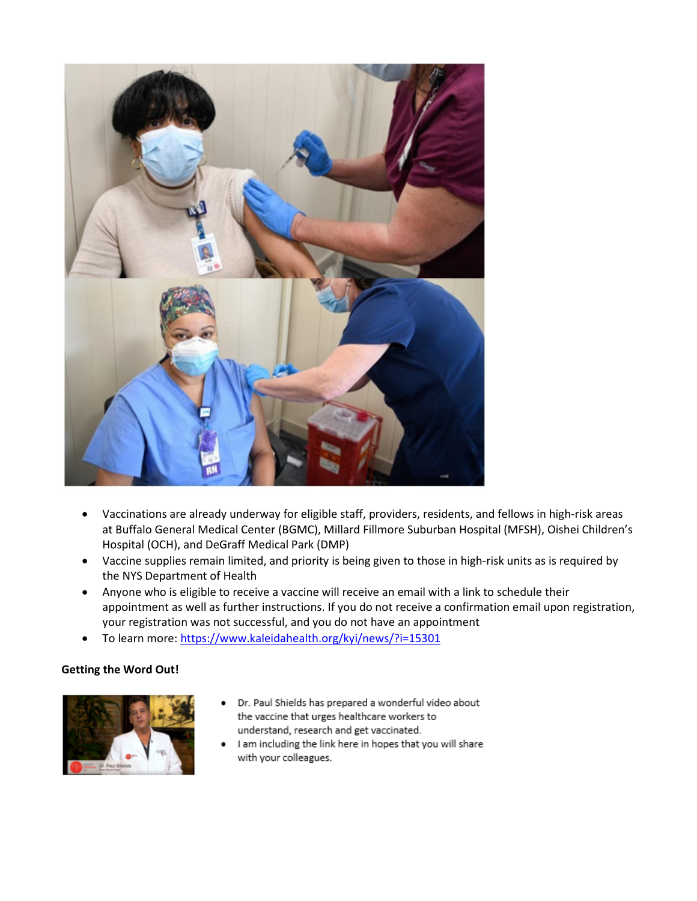- Vaccinations are already underway for eligible staff, providers, residents, and fellows in high-risk areas at Buffalo General Medical Center (BGMC), Millard Fillmore Suburban Hospital (MFSH), Oishei Children's Hospital (OCH), and DeGraff Medical Park (DMP)
- Vaccine supplies remain limited, and priority is being given to those in high-risk units as is required by the NYS Department of Health
- Anyone who is eligible to receive a vaccine will receive an email with a link to schedule their appointment as well as further instructions. If you do not receive a confirmation email upon registration, your registration was not successful, and you do not have an appointment
- To learn more: https://www.kaleidahealth.org/kyi/news/?i=15301

**Getting the Word Out!**

- Dr. Paul Shields has prepared a wonderful video about the vaccine that urges healthcare workers to understand, research and get vaccinated.
- I am including the link here in hopes that you will share with your colleagues.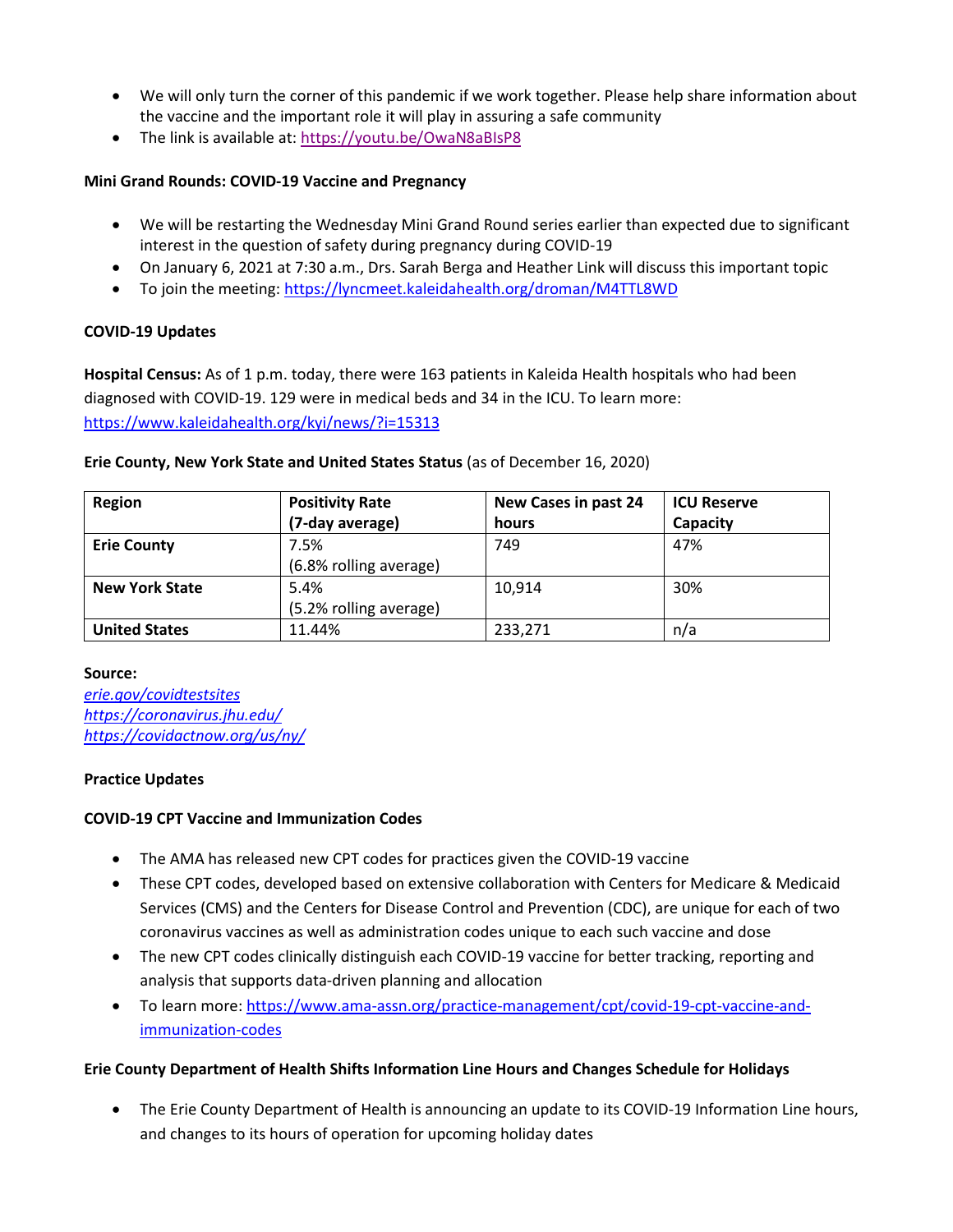- We will only turn the corner of this pandemic if we work together. Please help share information about the vaccine and the important role it will play in assuring a safe community
- The link is available at: https://youtu.be/OwaN8aBIsP8

**Mini Grand Rounds: COVID-19 Vaccine and Pregnancy**

- We will be restarting the Wednesday Mini Grand Round series earlier than expected due to significant interest in the question of safety during pregnancy during COVID-19
- On January 6, 2021 at 7:30 a.m., Drs. Sarah Berga and Heather Link will discuss this important topic
- To join the meeting: https://lyncmeet.kaleidahealth.org/droman/M4TTL8WD

**COVID-19 Updates**

**Hospital Census:** As of 1 p.m. today, there were 163 patients in Kaleida Health hospitals who had been diagnosed with COVID-19. 129 were in medical beds and 34 in the ICU. To learn more: https://www.kaleidahealth.org/kyi/news/?i=15313

**Erie County, New York State and United States Status** (as of December 16, 2020)

| Region | Positivity Rate (7-day average) | New Cases in past 24 hours | ICU Reserve Capacity |
|---|---|---|---|
| **Erie County** | 7.5% (6.8% rolling average) | 749 | 47% |
| **New York State** | 5.4% (5.2% rolling average) | 10,914 | 30% |
| **United States** | 11.44% | 233,271 | n/a |

**Source:**
*erie.gov/covidtestsites*
*https://coronavirus.jhu.edu/*
*https://covidactnow.org/us/ny/*

**Practice Updates**

**COVID-19 CPT Vaccine and Immunization Codes**

- The AMA has released new CPT codes for practices given the COVID-19 vaccine
- These CPT codes, developed based on extensive collaboration with Centers for Medicare & Medicaid Services (CMS) and the Centers for Disease Control and Prevention (CDC), are unique for each of two coronavirus vaccines as well as administration codes unique to each such vaccine and dose
- The new CPT codes clinically distinguish each COVID-19 vaccine for better tracking, reporting and analysis that supports data-driven planning and allocation
- To learn more: https://www.ama-assn.org/practice-management/cpt/covid-19-cpt-vaccine-and-immunization-codes

**Erie County Department of Health Shifts Information Line Hours and Changes Schedule for Holidays**

- The Erie County Department of Health is announcing an update to its COVID-19 Information Line hours, and changes to its hours of operation for upcoming holiday dates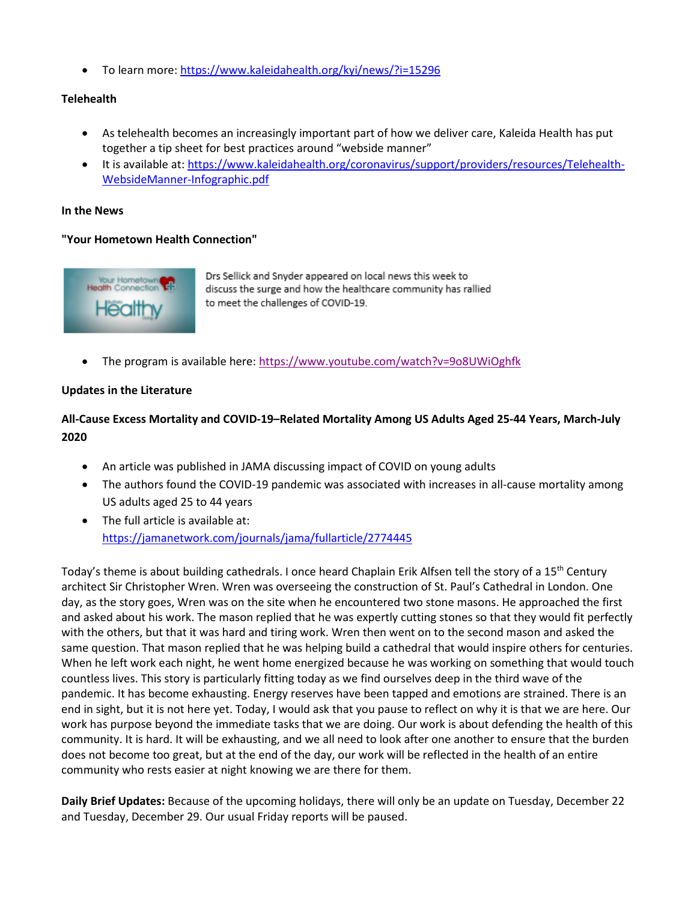- To learn more: https://www.kaleidahealth.org/kyi/news/?i=15296

**Telehealth**

- As telehealth becomes an increasingly important part of how we deliver care, Kaleida Health has put together a tip sheet for best practices around "webside manner"
- It is available at: https://www.kaleidahealth.org/coronavirus/support/providers/resources/Telehealth-WebsideManner-Infographic.pdf

**In the News**

**"Your Hometown Health Connection"**

Drs Sellick and Snyder appeared on local news this week to discuss the surge and how the healthcare community has rallied to meet the challenges of COVID-19.

- The program is available here: https://www.youtube.com/watch?v=9o8UWiOghfk

**Updates in the Literature**

**All-Cause Excess Mortality and COVID-19–Related Mortality Among US Adults Aged 25-44 Years, March-July 2020**

- An article was published in JAMA discussing impact of COVID on young adults
- The authors found the COVID-19 pandemic was associated with increases in all-cause mortality among US adults aged 25 to 44 years
- The full article is available at: https://jamanetwork.com/journals/jama/fullarticle/2774445

Today's theme is about building cathedrals. I once heard Chaplain Erik Alfsen tell the story of a 15th Century architect Sir Christopher Wren. Wren was overseeing the construction of St. Paul's Cathedral in London. One day, as the story goes, Wren was on the site when he encountered two stone masons. He approached the first and asked about his work. The mason replied that he was expertly cutting stones so that they would fit perfectly with the others, but that it was hard and tiring work. Wren then went on to the second mason and asked the same question. That mason replied that he was helping build a cathedral that would inspire others for centuries. When he left work each night, he went home energized because he was working on something that would touch countless lives. This story is particularly fitting today as we find ourselves deep in the third wave of the pandemic. It has become exhausting. Energy reserves have been tapped and emotions are strained. There is an end in sight, but it is not here yet. Today, I would ask that you pause to reflect on why it is that we are here. Our work has purpose beyond the immediate tasks that we are doing. Our work is about defending the health of this community. It is hard. It will be exhausting, and we all need to look after one another to ensure that the burden does not become too great, but at the end of the day, our work will be reflected in the health of an entire community who rests easier at night knowing we are there for them.

**Daily Brief Updates:** Because of the upcoming holidays, there will only be an update on Tuesday, December 22 and Tuesday, December 29. Our usual Friday reports will be paused.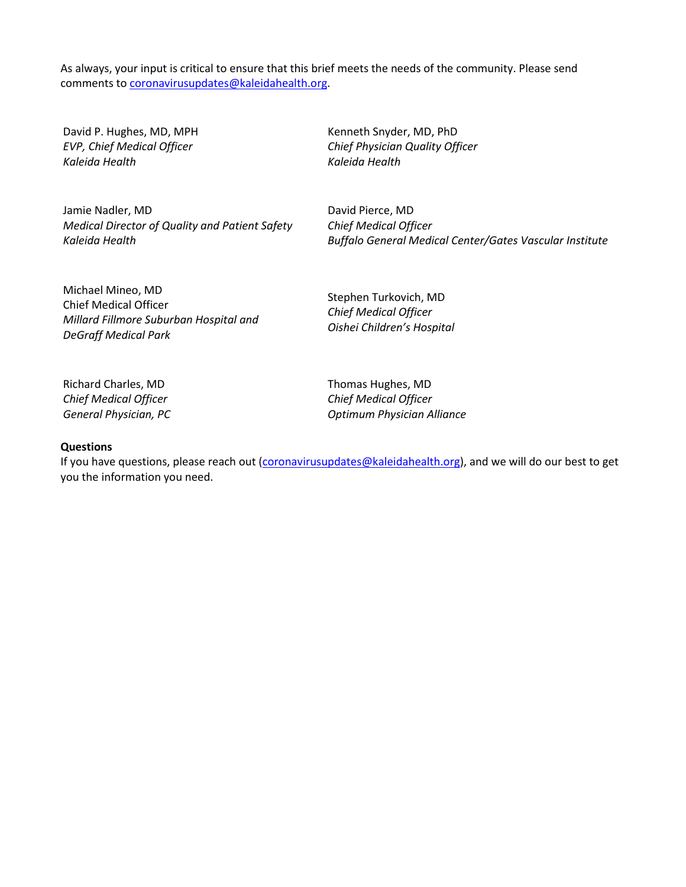As always, your input is critical to ensure that this brief meets the needs of the community. Please send comments to coronavirusupdates@kaleidahealth.org.

David P. Hughes, MD, MPH
*EVP, Chief Medical Officer*
*Kaleida Health*

Kenneth Snyder, MD, PhD
*Chief Physician Quality Officer*
*Kaleida Health*

Jamie Nadler, MD
*Medical Director of Quality and Patient Safety*
*Kaleida Health*

David Pierce, MD
*Chief Medical Officer*
*Buffalo General Medical Center/Gates Vascular Institute*

Michael Mineo, MD
Chief Medical Officer
*Millard Fillmore Suburban Hospital and DeGraff Medical Park*

Stephen Turkovich, MD
*Chief Medical Officer*
*Oishei Children's Hospital*

Richard Charles, MD
*Chief Medical Officer*
*General Physician, PC*

Thomas Hughes, MD
*Chief Medical Officer*
*Optimum Physician Alliance*

**Questions**

If you have questions, please reach out (coronavirusupdates@kaleidahealth.org), and we will do our best to get you the information you need.